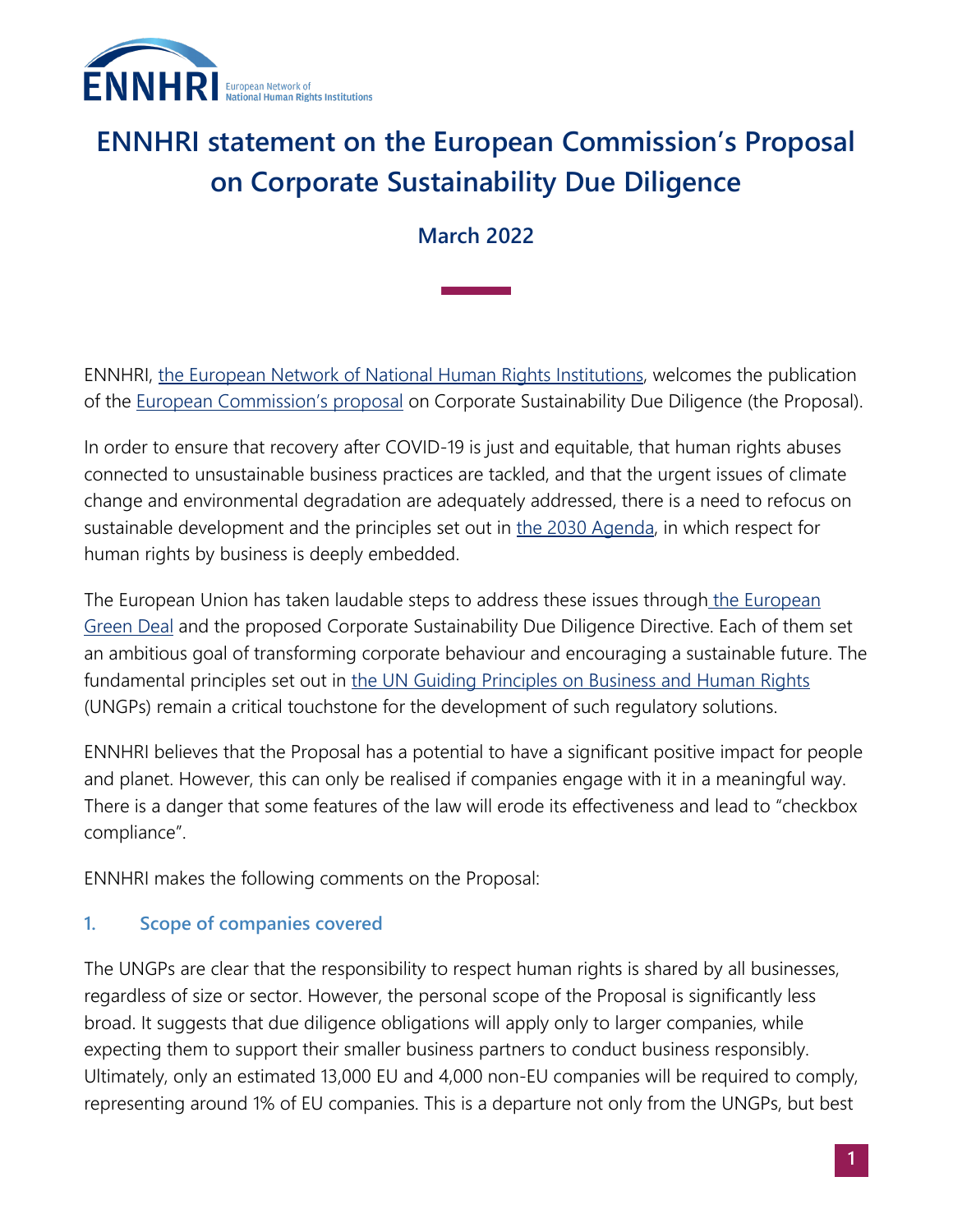# ENNHRI statement on the European Commission's Proposal on Corporate Sustainability Due Diligence

**March 2022**

ENNHRI, the European Network of National Human Rights Institutions, welcomes the publication of the European Commission's proposal on Corporate Sustainability Due Diligence (the Proposal).

In order to ensure that recovery after COVID-19 is just and equitable, that human rights abuses connected to unsustainable business practices are tackled, and that the urgent issues of climate change and environmental degradation are adequately addressed, there is a need to refocus on sustainable development and the principles set out in the 2030 Agenda, in which respect for human rights by business is deeply embedded.

The European Union has taken laudable steps to address these issues through the European Green Deal and the proposed Corporate Sustainability Due Diligence Directive. Each of them set an ambitious goal of transforming corporate behaviour and encouraging a sustainable future. The fundamental principles set out in the UN Guiding Principles on Business and Human Rights (UNGPs) remain a critical touchstone for the development of such regulatory solutions.

ENNHRI believes that the Proposal has a potential to have a significant positive impact for people and planet. However, this can only be realised if companies engage with it in a meaningful way. There is a danger that some features of the law will erode its effectiveness and lead to "checkbox compliance".

ENNHRI makes the following comments on the Proposal:

### 1. Scope of companies covered

The UNGPs are clear that the responsibility to respect human rights is shared by all businesses, regardless of size or sector. However, the personal scope of the Proposal is significantly less broad. It suggests that due diligence obligations will apply only to larger companies, while expecting them to support their smaller business partners to conduct business responsibly. Ultimately, only an estimated 13,000 EU and 4,000 non-EU companies will be required to comply, representing around 1% of EU companies. This is a departure not only from the UNGPs, but best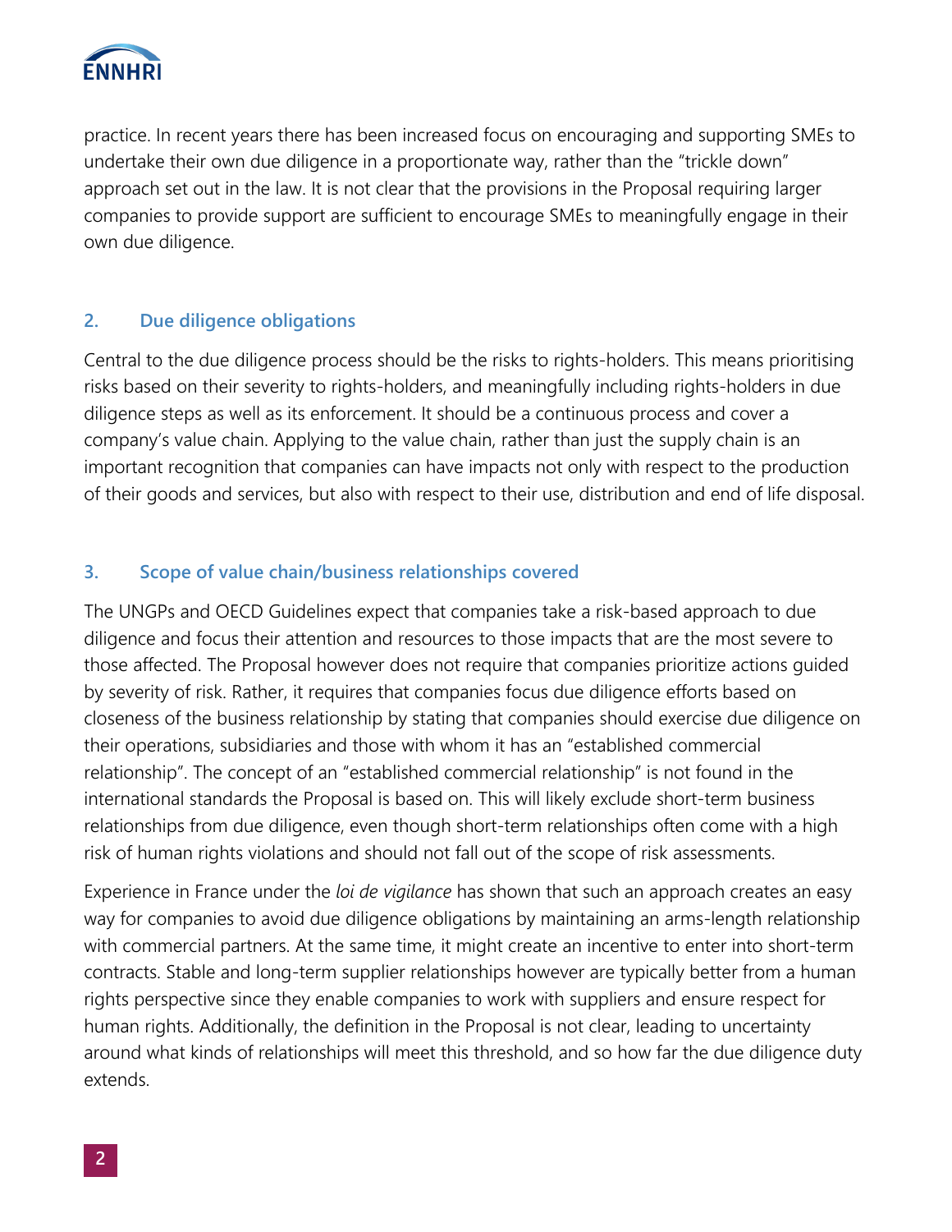practice. In recent years there has been increased focus on encouraging and supporting SMEs to undertake their own due diligence in a proportionate way, rather than the "trickle down" approach set out in the law. It is not clear that the provisions in the Proposal requiring larger companies to provide support are sufficient to encourage SMEs to meaningfully engage in their own due diligence.

## 2. Due diligence obligations

Central to the due diligence process should be the risks to rights-holders. This means prioritising risks based on their severity to rights-holders, and meaningfully including rights-holders in due diligence steps as well as its enforcement. It should be a continuous process and cover a company's value chain. Applying to the value chain, rather than just the supply chain is an important recognition that companies can have impacts not only with respect to the production of their goods and services, but also with respect to their use, distribution and end of life disposal.

## 3. Scope of value chain/business relationships covered

The UNGPs and OECD Guidelines expect that companies take a risk-based approach to due diligence and focus their attention and resources to those impacts that are the most severe to those affected. The Proposal however does not require that companies prioritize actions guided by severity of risk. Rather, it requires that companies focus due diligence efforts based on closeness of the business relationship by stating that companies should exercise due diligence on their operations, subsidiaries and those with whom it has an "established commercial relationship". The concept of an "established commercial relationship" is not found in the international standards the Proposal is based on. This will likely exclude short-term business relationships from due diligence, even though short-term relationships often come with a high risk of human rights violations and should not fall out of the scope of risk assessments.

Experience in France under the *loi de vigilance* has shown that such an approach creates an easy way for companies to avoid due diligence obligations by maintaining an arms-length relationship with commercial partners. At the same time, it might create an incentive to enter into short-term contracts. Stable and long-term supplier relationships however are typically better from a human rights perspective since they enable companies to work with suppliers and ensure respect for human rights. Additionally, the definition in the Proposal is not clear, leading to uncertainty around what kinds of relationships will meet this threshold, and so how far the due diligence duty extends.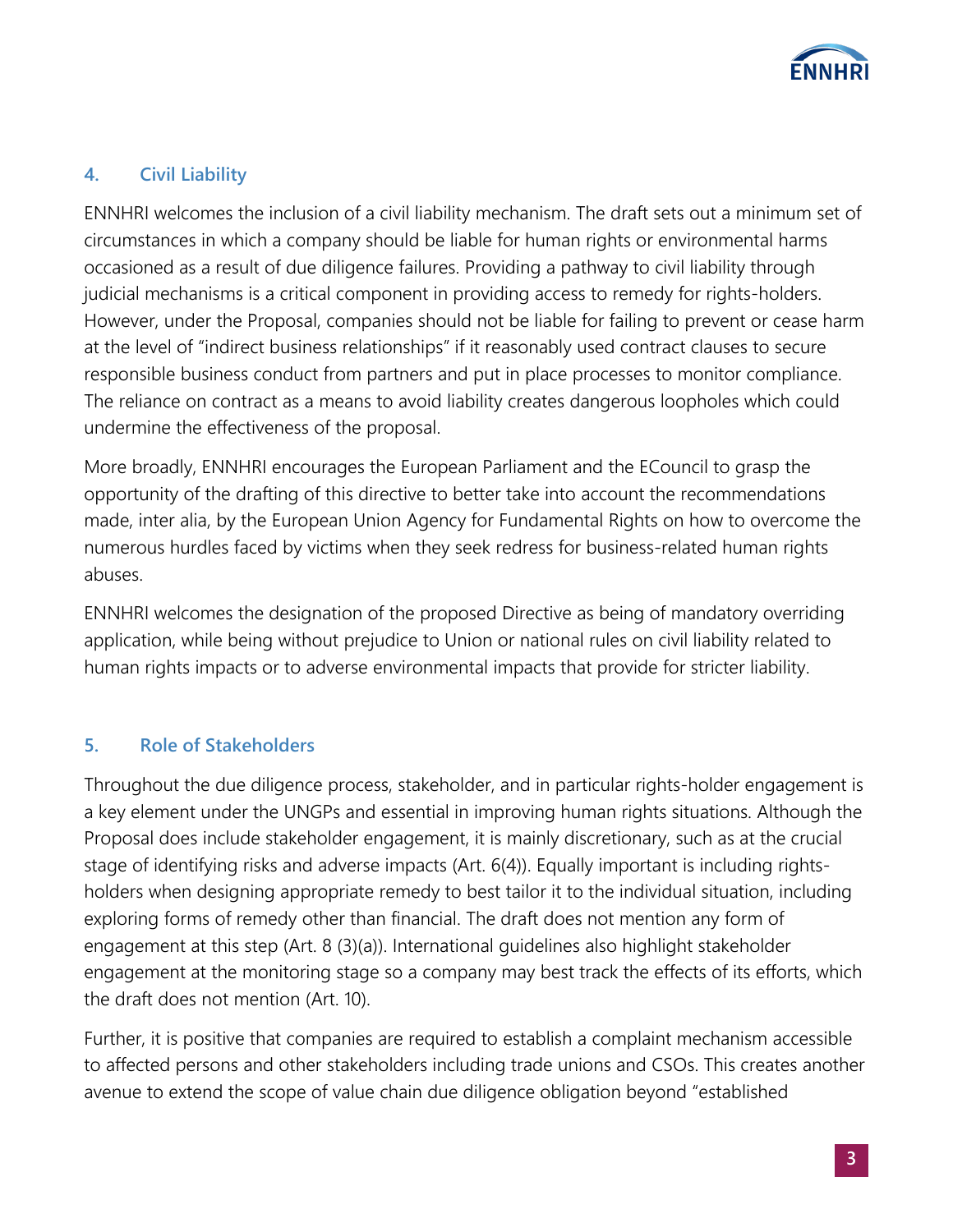## 4. Civil Liability

ENNHRI welcomes the inclusion of a civil liability mechanism. The draft sets out a minimum set of circumstances in which a company should be liable for human rights or environmental harms occasioned as a result of due diligence failures. Providing a pathway to civil liability through judicial mechanisms is a critical component in providing access to remedy for rights-holders. However, under the Proposal, companies should not be liable for failing to prevent or cease harm at the level of "indirect business relationships" if it reasonably used contract clauses to secure responsible business conduct from partners and put in place processes to monitor compliance. The reliance on contract as a means to avoid liability creates dangerous loopholes which could undermine the effectiveness of the proposal.

More broadly, ENNHRI encourages the European Parliament and the ECouncil to grasp the opportunity of the drafting of this directive to better take into account the recommendations made, inter alia, by the European Union Agency for Fundamental Rights on how to overcome the numerous hurdles faced by victims when they seek redress for business-related human rights abuses.

ENNHRI welcomes the designation of the proposed Directive as being of mandatory overriding application, while being without prejudice to Union or national rules on civil liability related to human rights impacts or to adverse environmental impacts that provide for stricter liability.

## 5. Role of Stakeholders

Throughout the due diligence process, stakeholder, and in particular rights-holder engagement is a key element under the UNGPs and essential in improving human rights situations. Although the Proposal does include stakeholder engagement, it is mainly discretionary, such as at the crucial stage of identifying risks and adverse impacts (Art. 6(4)). Equally important is including rights-holders when designing appropriate remedy to best tailor it to the individual situation, including exploring forms of remedy other than financial. The draft does not mention any form of engagement at this step (Art. 8 (3)(a)). International guidelines also highlight stakeholder engagement at the monitoring stage so a company may best track the effects of its efforts, which the draft does not mention (Art. 10).

Further, it is positive that companies are required to establish a complaint mechanism accessible to affected persons and other stakeholders including trade unions and CSOs. This creates another avenue to extend the scope of value chain due diligence obligation beyond "established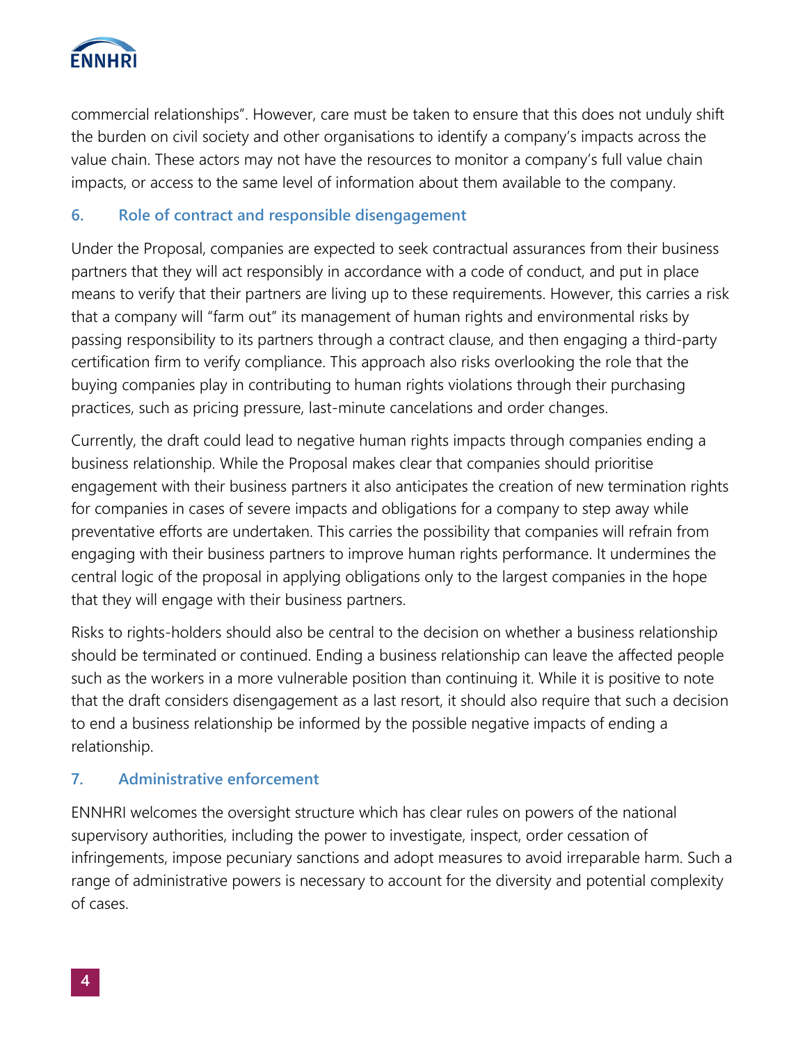commercial relationships". However, care must be taken to ensure that this does not unduly shift the burden on civil society and other organisations to identify a company's impacts across the value chain. These actors may not have the resources to monitor a company's full value chain impacts, or access to the same level of information about them available to the company.

### 6. Role of contract and responsible disengagement

Under the Proposal, companies are expected to seek contractual assurances from their business partners that they will act responsibly in accordance with a code of conduct, and put in place means to verify that their partners are living up to these requirements. However, this carries a risk that a company will "farm out" its management of human rights and environmental risks by passing responsibility to its partners through a contract clause, and then engaging a third-party certification firm to verify compliance. This approach also risks overlooking the role that the buying companies play in contributing to human rights violations through their purchasing practices, such as pricing pressure, last-minute cancelations and order changes.

Currently, the draft could lead to negative human rights impacts through companies ending a business relationship. While the Proposal makes clear that companies should prioritise engagement with their business partners it also anticipates the creation of new termination rights for companies in cases of severe impacts and obligations for a company to step away while preventative efforts are undertaken. This carries the possibility that companies will refrain from engaging with their business partners to improve human rights performance. It undermines the central logic of the proposal in applying obligations only to the largest companies in the hope that they will engage with their business partners.

Risks to rights-holders should also be central to the decision on whether a business relationship should be terminated or continued. Ending a business relationship can leave the affected people such as the workers in a more vulnerable position than continuing it. While it is positive to note that the draft considers disengagement as a last resort, it should also require that such a decision to end a business relationship be informed by the possible negative impacts of ending a relationship.

### 7. Administrative enforcement

ENNHRI welcomes the oversight structure which has clear rules on powers of the national supervisory authorities, including the power to investigate, inspect, order cessation of infringements, impose pecuniary sanctions and adopt measures to avoid irreparable harm. Such a range of administrative powers is necessary to account for the diversity and potential complexity of cases.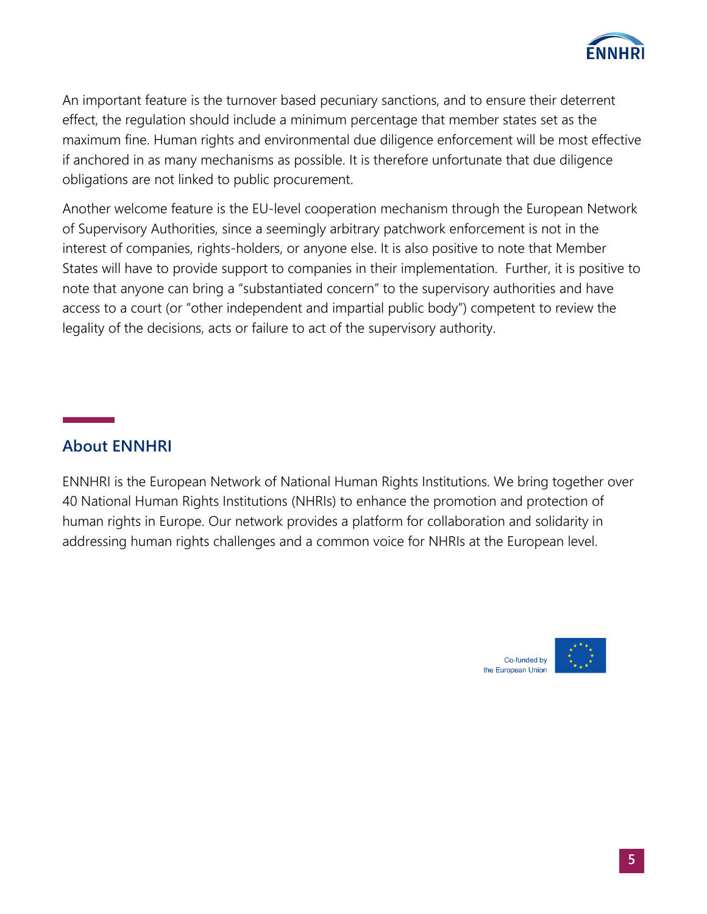An important feature is the turnover based pecuniary sanctions, and to ensure their deterrent effect, the regulation should include a minimum percentage that member states set as the maximum fine. Human rights and environmental due diligence enforcement will be most effective if anchored in as many mechanisms as possible. It is therefore unfortunate that due diligence obligations are not linked to public procurement.

Another welcome feature is the EU-level cooperation mechanism through the European Network of Supervisory Authorities, since a seemingly arbitrary patchwork enforcement is not in the interest of companies, rights-holders, or anyone else. It is also positive to note that Member States will have to provide support to companies in their implementation. Further, it is positive to note that anyone can bring a "substantiated concern" to the supervisory authorities and have access to a court (or "other independent and impartial public body") competent to review the legality of the decisions, acts or failure to act of the supervisory authority.

## About ENNHRI

ENNHRI is the European Network of National Human Rights Institutions. We bring together over 40 National Human Rights Institutions (NHRIs) to enhance the promotion and protection of human rights in Europe. Our network provides a platform for collaboration and solidarity in addressing human rights challenges and a common voice for NHRIs at the European level.

Co-funded by the European Union